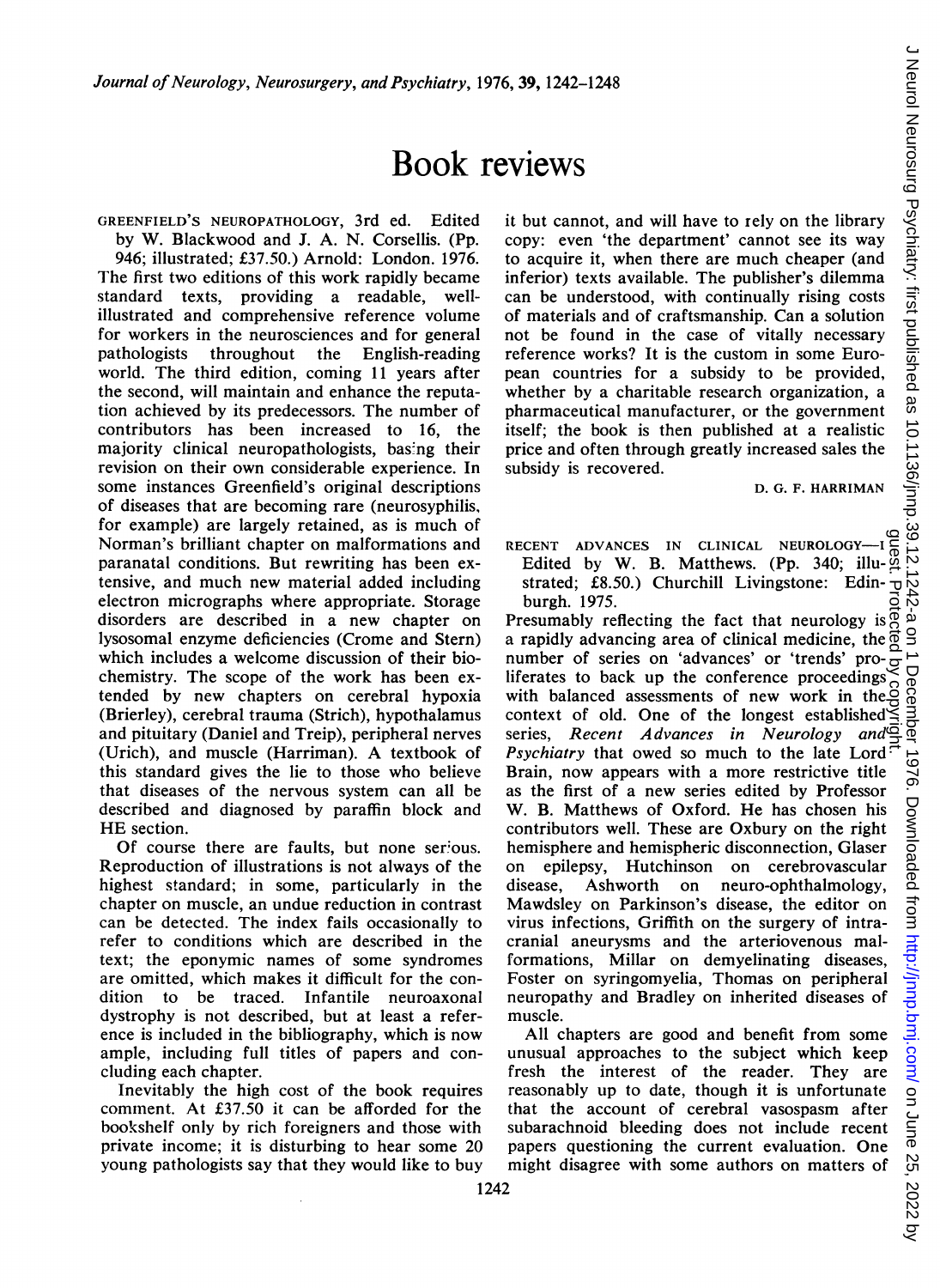# Book reviews

GREENFIELD'S NEUROPATHOLOGY, 3rd ed. Edited by W. Blackwood and J. A. N. Corsellis. (Pp. 946; illustrated; £37.50.) Arnold: London. 1976.

The first two editions of this work rapidly became standard texts, providing a readable, well-illustrated and comprehensive reference volume for workers in the neurosciences and for general pathologists throughout the English-reading world. The third edition, coming 11 years after the second, will maintain and enhance the reputation achieved by its predecessors. The number of contributors has been increased to 16, the majority clinical neuropathologists, basing their revision on their own considerable experience. In some instances Greenfield's original descriptions of diseases that are becoming rare (neurosyphilis, for example) are largely retained, as is much of Norman's brilliant chapter on malformations and paranatal conditions. But rewriting has been extensive, and much new material added including electron micrographs where appropriate. Storage disorders are described in a new chapter on lysosomal enzyme deficiencies (Crome and Stern) which includes a welcome discussion of their biochemistry. The scope of the work has been extended by new chapters on cerebral hypoxia (Brierley), cerebral trauma (Strich), hypothalamus and pituitary (Daniel and Treip), peripheral nerves (Urich), and muscle (Harriman). A textbook of this standard gives the lie to those who believe that diseases of the nervous system can all be described and diagnosed by paraffin block and HE section.

Of course there are faults, but none serious. Reproduction of illustrations is not always of the highest standard; in some, particularly in the chapter on muscle, an undue reduction in contrast can be detected. The index fails occasionally to refer to conditions which are described in the text; the eponymic names of some syndromes are omitted, which makes it difficult for the condition to be traced. Infantile neuroaxonal dystrophy is not described, but at least a reference is included in the bibliography, which is now ample, including full titles of papers and concluding each chapter.

Inevitably the high cost of the book requires comment. At £37.50 it can be afforded for the bookshelf only by rich foreigners and those with private income; it is disturbing to hear some 20 young pathologists say that they would like to buy it but cannot, and will have to rely on the library copy: even 'the department' cannot see its way to acquire it, when there are much cheaper (and inferior) texts available. The publisher's dilemma can be understood, with continually rising costs of materials and of craftsmanship. Can a solution not be found in the case of vitally necessary reference works? It is the custom in some European countries for a subsidy to be provided, whether by a charitable research organization, a pharmaceutical manufacturer, or the government itself; the book is then published at a realistic price and often through greatly increased sales the subsidy is recovered.

D. G. F. HARRIMAN

RECENT ADVANCES IN CLINICAL NEUROLOGY—I Edited by W. B. Matthews. (Pp. 340; illustrated; £8.50.) Churchill Livingstone: Edinburgh. 1975.

Presumably reflecting the fact that neurology is a rapidly advancing area of clinical medicine, the number of series on 'advances' or 'trends' proliferates to back up the conference proceedings with balanced assessments of new work in the context of old. One of the longest established series, *Recent Advances in Neurology and Psychiatry* that owed so much to the late Lord Brain, now appears with a more restrictive title as the first of a new series edited by Professor W. B. Matthews of Oxford. He has chosen his contributors well. These are Oxbury on the right hemisphere and hemispheric disconnection, Glaser on epilepsy, Hutchinson on cerebrovascular disease, Ashworth on neuro-ophthalmology, Mawdsley on Parkinson's disease, the editor on virus infections, Griffith on the surgery of intracranial aneurysms and the arteriovenous malformations, Millar on demyelinating diseases, Foster on syringomyelia, Thomas on peripheral neuropathy and Bradley on inherited diseases of muscle.

All chapters are good and benefit from some unusual approaches to the subject which keep fresh the interest of the reader. They are reasonably up to date, though it is unfortunate that the account of cerebral vasospasm after subarachnoid bleeding does not include recent papers questioning the current evaluation. One might disagree with some authors on matters of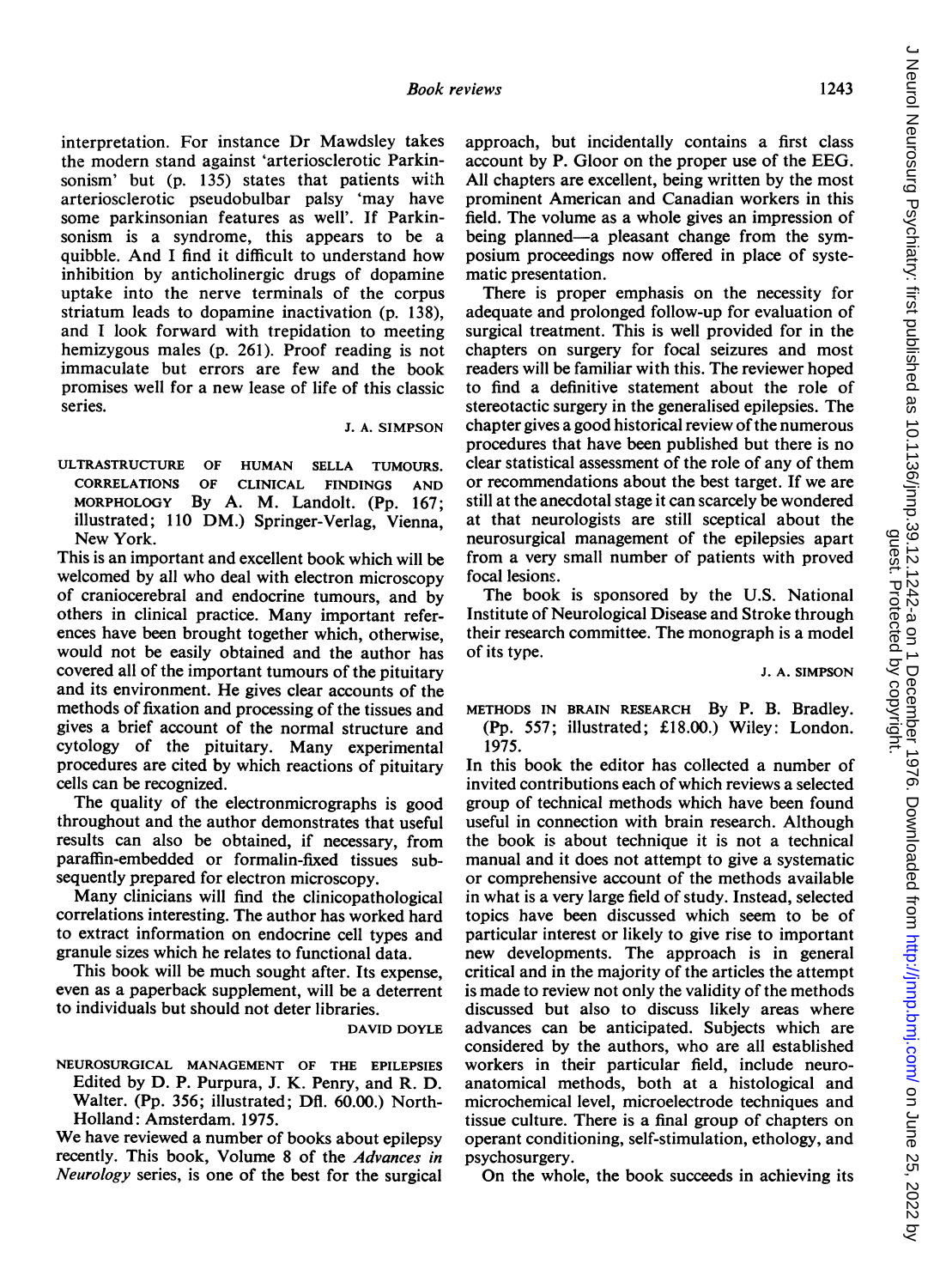interpretation. For instance Dr Mawdsley takes the modern stand against 'arteriosclerotic Parkinsonism' but (p. 135) states that patients with arteriosclerotic pseudobulbar palsy 'may have some parkinsonian features as well'. If Parkinsonism is a syndrome, this appears to be a quibble. And I find it difficult to understand how inhibition by anticholinergic drugs of dopamine uptake into the nerve terminals of the corpus striatum leads to dopamine inactivation (p. 138), and I look forward with trepidation to meeting hemizygous males (p. 261). Proof reading is not immaculate but errors are few and the book promises well for a new lease of life of this classic series.

J. A. SIMPSON

ULTRASTRUCTURE OF HUMAN SELLA TUMOURS. CORRELATIONS OF CLINICAL FINDINGS AND MORPHOLOGY By A. M. Landolt. (Pp. 167; illustrated; 110 DM.) Springer-Verlag, Vienna, New York.

This is an important and excellent book which will be welcomed by all who deal with electron microscopy of craniocerebral and endocrine tumours, and by others in clinical practice. Many important references have been brought together which, otherwise, would not be easily obtained and the author has covered all of the important tumours of the pituitary and its environment. He gives clear accounts of the methods of fixation and processing of the tissues and gives a brief account of the normal structure and cytology of the pituitary. Many experimental procedures are cited by which reactions of pituitary cells can be recognized.

The quality of the electronmicrographs is good throughout and the author demonstrates that useful results can also be obtained, if necessary, from paraffin-embedded or formalin-fixed tissues subsequently prepared for electron microscopy.

Many clinicians will find the clinicopathological correlations interesting. The author has worked hard to extract information on endocrine cell types and granule sizes which he relates to functional data.

This book will be much sought after. Its expense, even as a paperback supplement, will be a deterrent to individuals but should not deter libraries.

DAVID DOYLE

NEUROSURGICAL MANAGEMENT OF THE EPILEPSIES Edited by D. P. Purpura, J. K. Penry, and R. D. Walter. (Pp. 356; illustrated; Dfl. 60.00.) North-Holland: Amsterdam. 1975.

We have reviewed a number of books about epilepsy recently. This book, Volume 8 of the *Advances in Neurology* series, is one of the best for the surgical approach, but incidentally contains a first class account by P. Gloor on the proper use of the EEG. All chapters are excellent, being written by the most prominent American and Canadian workers in this field. The volume as a whole gives an impression of being planned—a pleasant change from the symposium proceedings now offered in place of systematic presentation.

There is proper emphasis on the necessity for adequate and prolonged follow-up for evaluation of surgical treatment. This is well provided for in the chapters on surgery for focal seizures and most readers will be familiar with this. The reviewer hoped to find a definitive statement about the role of stereotactic surgery in the generalised epilepsies. The chapter gives a good historical review of the numerous procedures that have been published but there is no clear statistical assessment of the role of any of them or recommendations about the best target. If we are still at the anecdotal stage it can scarcely be wondered at that neurologists are still sceptical about the neurosurgical management of the epilepsies apart from a very small number of patients with proved focal lesions.

The book is sponsored by the U.S. National Institute of Neurological Disease and Stroke through their research committee. The monograph is a model of its type.

J. A. SIMPSON

METHODS IN BRAIN RESEARCH By P. B. Bradley. (Pp. 557; illustrated; £18.00.) Wiley: London. 1975.

In this book the editor has collected a number of invited contributions each of which reviews a selected group of technical methods which have been found useful in connection with brain research. Although the book is about technique it is not a technical manual and it does not attempt to give a systematic or comprehensive account of the methods available in what is a very large field of study. Instead, selected topics have been discussed which seem to be of particular interest or likely to give rise to important new developments. The approach is in general critical and in the majority of the articles the attempt is made to review not only the validity of the methods discussed but also to discuss likely areas where advances can be anticipated. Subjects which are considered by the authors, who are all established workers in their particular field, include neuroanatomical methods, both at a histological and microchemical level, microelectrode techniques and tissue culture. There is a final group of chapters on operant conditioning, self-stimulation, ethology, and psychosurgery.

On the whole, the book succeeds in achieving its